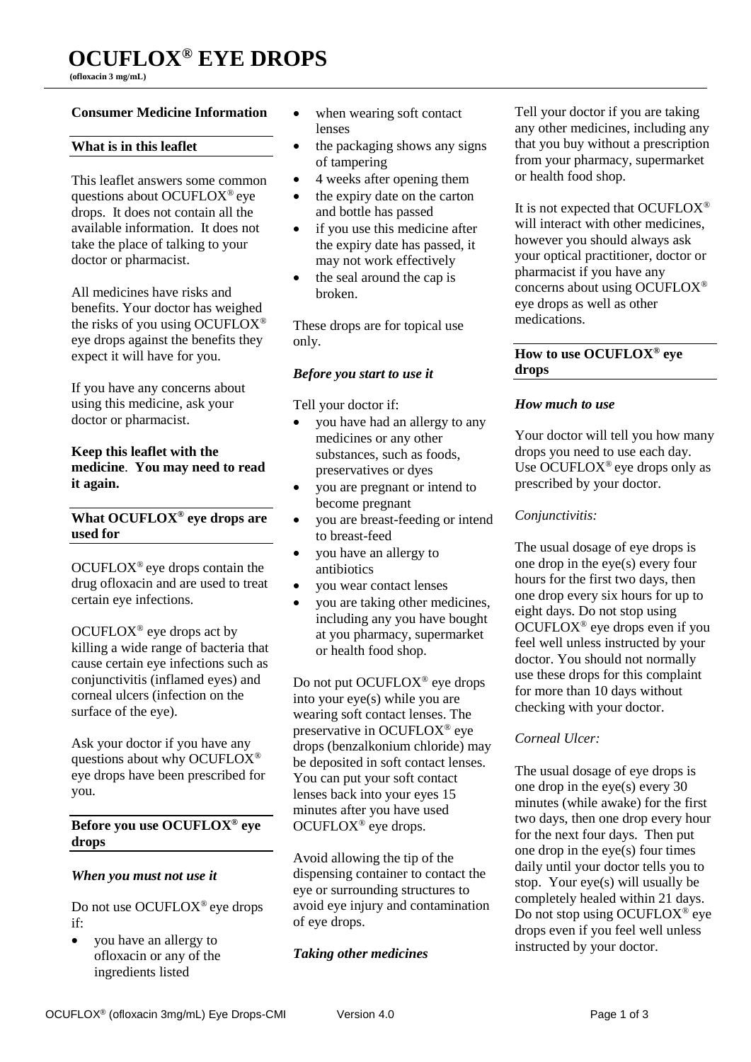# OCUFLOX® EYE DROPS

**(ofloxacin 3 mg/mL)**

**Consumer Medicine Information**

## What is in this leaflet

This leaflet answers some common questions about OCUFLOX® eye drops. It does not contain all the available information. It does not take the place of talking to your doctor or pharmacist.

All medicines have risks and benefits. Your doctor has weighed the risks of you using OCUFLOX® eye drops against the benefits they expect it will have for you.

If you have any concerns about using this medicine, ask your doctor or pharmacist.

**Keep this leaflet with the medicine. You may need to read it again.**

## What OCUFLOX® eye drops are used for

OCUFLOX® eye drops contain the drug ofloxacin and are used to treat certain eye infections.

OCUFLOX® eye drops act by killing a wide range of bacteria that cause certain eye infections such as conjunctivitis (inflamed eyes) and corneal ulcers (infection on the surface of the eye).

Ask your doctor if you have any questions about why OCUFLOX® eye drops have been prescribed for you.

## Before you use OCUFLOX® eye drops

### *When you must not use it*

Do not use OCUFLOX® eye drops if:

- you have an allergy to ofloxacin or any of the ingredients listed
- when wearing soft contact lenses
- the packaging shows any signs of tampering
- 4 weeks after opening them
- the expiry date on the carton and bottle has passed
- if you use this medicine after the expiry date has passed, it may not work effectively
- the seal around the cap is broken.

These drops are for topical use only.

### *Before you start to use it*

Tell your doctor if:

- you have had an allergy to any medicines or any other substances, such as foods, preservatives or dyes
- you are pregnant or intend to become pregnant
- you are breast-feeding or intend to breast-feed
- you have an allergy to antibiotics
- you wear contact lenses
- you are taking other medicines, including any you have bought at you pharmacy, supermarket or health food shop.

Do not put OCUFLOX® eye drops into your eye(s) while you are wearing soft contact lenses. The preservative in OCUFLOX® eye drops (benzalkonium chloride) may be deposited in soft contact lenses. You can put your soft contact lenses back into your eyes 15 minutes after you have used OCUFLOX® eye drops.

Avoid allowing the tip of the dispensing container to contact the eye or surrounding structures to avoid eye injury and contamination of eye drops.

### *Taking other medicines*

Tell your doctor if you are taking any other medicines, including any that you buy without a prescription from your pharmacy, supermarket or health food shop.

It is not expected that OCUFLOX® will interact with other medicines, however you should always ask your optical practitioner, doctor or pharmacist if you have any concerns about using OCUFLOX® eye drops as well as other medications.

## How to use OCUFLOX® eye drops

### *How much to use*

Your doctor will tell you how many drops you need to use each day. Use OCUFLOX® eye drops only as prescribed by your doctor.

*Conjunctivitis:*

The usual dosage of eye drops is one drop in the eye(s) every four hours for the first two days, then one drop every six hours for up to eight days. Do not stop using OCUFLOX® eye drops even if you feel well unless instructed by your doctor. You should not normally use these drops for this complaint for more than 10 days without checking with your doctor.

*Corneal Ulcer:*

The usual dosage of eye drops is one drop in the eye(s) every 30 minutes (while awake) for the first two days, then one drop every hour for the next four days. Then put one drop in the eye(s) four times daily until your doctor tells you to stop. Your eye(s) will usually be completely healed within 21 days. Do not stop using OCUFLOX® eye drops even if you feel well unless instructed by your doctor.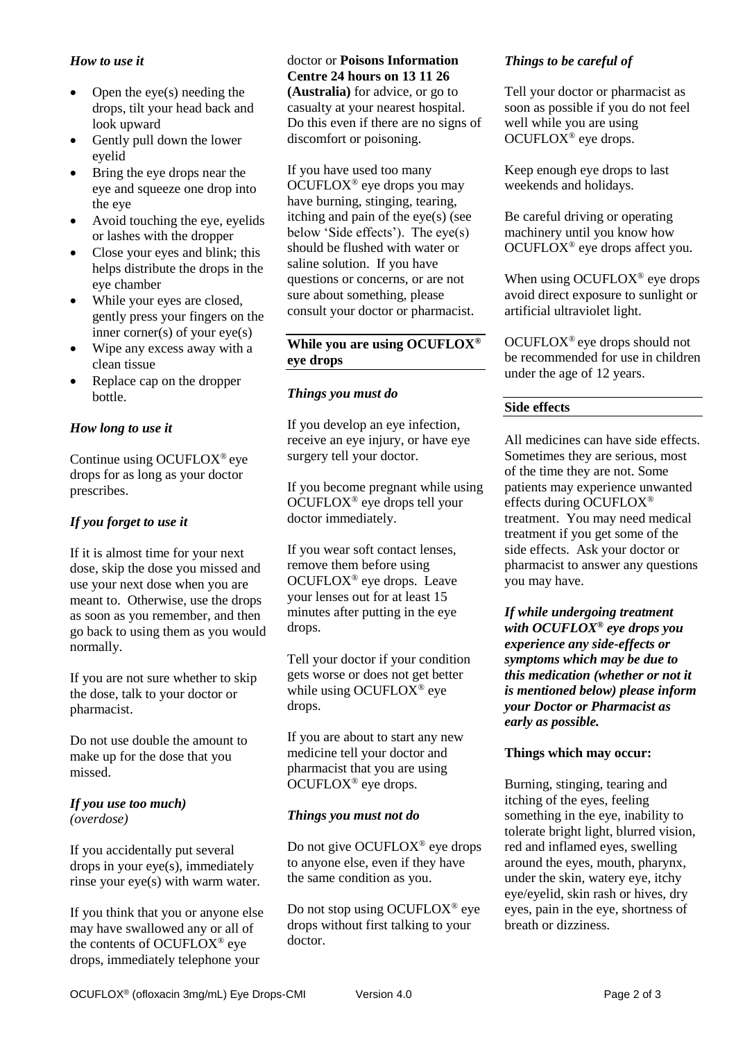### *How to use it*

- Open the eye(s) needing the drops, tilt your head back and look upward
- Gently pull down the lower eyelid
- Bring the eye drops near the eye and squeeze one drop into the eye
- Avoid touching the eye, eyelids or lashes with the dropper
- Close your eyes and blink; this helps distribute the drops in the eye chamber
- While your eyes are closed, gently press your fingers on the inner corner(s) of your eye(s)
- Wipe any excess away with a clean tissue
- Replace cap on the dropper bottle.

### *How long to use it*

Continue using OCUFLOX® eye drops for as long as your doctor prescribes.

### *If you forget to use it*

If it is almost time for your next dose, skip the dose you missed and use your next dose when you are meant to. Otherwise, use the drops as soon as you remember, and then go back to using them as you would normally.

If you are not sure whether to skip the dose, talk to your doctor or pharmacist.

Do not use double the amount to make up for the dose that you missed.

### *If you use too much) (overdose)*

If you accidentally put several drops in your eye(s), immediately rinse your eye(s) with warm water.

If you think that you or anyone else may have swallowed any or all of the contents of OCUFLOX® eye drops, immediately telephone your doctor or **Poisons Information Centre 24 hours on 13 11 26 (Australia)** for advice, or go to casualty at your nearest hospital. Do this even if there are no signs of discomfort or poisoning.

If you have used too many OCUFLOX® eye drops you may have burning, stinging, tearing, itching and pain of the eye(s) (see below 'Side effects'). The eye(s) should be flushed with water or saline solution. If you have questions or concerns, or are not sure about something, please consult your doctor or pharmacist.

## While you are using OCUFLOX® eye drops

### *Things you must do*

If you develop an eye infection, receive an eye injury, or have eye surgery tell your doctor.

If you become pregnant while using OCUFLOX® eye drops tell your doctor immediately.

If you wear soft contact lenses, remove them before using OCUFLOX® eye drops. Leave your lenses out for at least 15 minutes after putting in the eye drops.

Tell your doctor if your condition gets worse or does not get better while using OCUFLOX® eye drops.

If you are about to start any new medicine tell your doctor and pharmacist that you are using OCUFLOX® eye drops.

### *Things you must not do*

Do not give OCUFLOX® eye drops to anyone else, even if they have the same condition as you.

Do not stop using OCUFLOX® eye drops without first talking to your doctor.

### *Things to be careful of*

Tell your doctor or pharmacist as soon as possible if you do not feel well while you are using OCUFLOX® eye drops.

Keep enough eye drops to last weekends and holidays.

Be careful driving or operating machinery until you know how OCUFLOX® eye drops affect you.

When using OCUFLOX® eye drops avoid direct exposure to sunlight or artificial ultraviolet light.

OCUFLOX® eye drops should not be recommended for use in children under the age of 12 years.

## Side effects

All medicines can have side effects. Sometimes they are serious, most of the time they are not. Some patients may experience unwanted effects during OCUFLOX® treatment. You may need medical treatment if you get some of the side effects. Ask your doctor or pharmacist to answer any questions you may have.

***If while undergoing treatment with OCUFLOX® eye drops you experience any side-effects or symptoms which may be due to this medication (whether or not it is mentioned below) please inform your Doctor or Pharmacist as early as possible.***

**Things which may occur:**

Burning, stinging, tearing and itching of the eyes, feeling something in the eye, inability to tolerate bright light, blurred vision, red and inflamed eyes, swelling around the eyes, mouth, pharynx, under the skin, watery eye, itchy eye/eyelid, skin rash or hives, dry eyes, pain in the eye, shortness of breath or dizziness.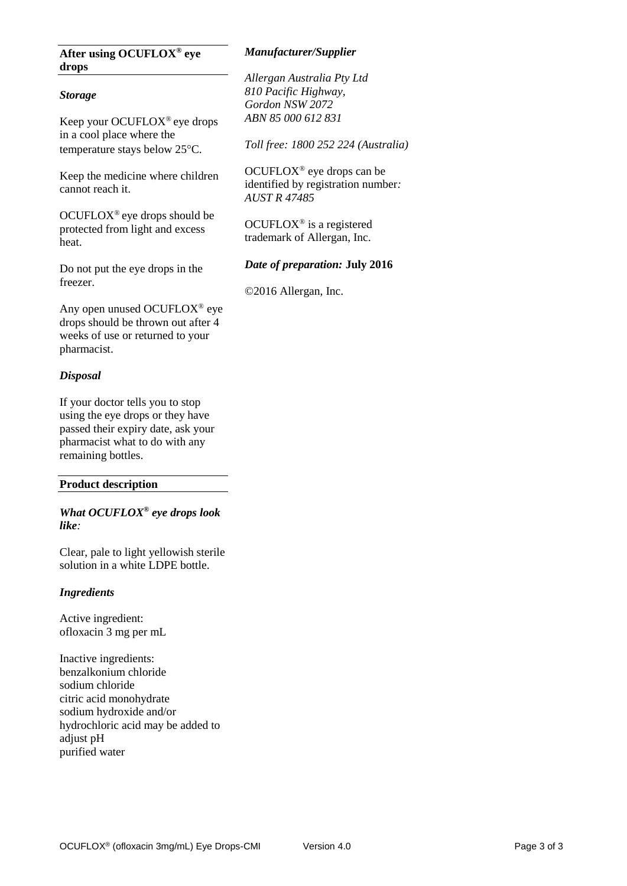## After using OCUFLOX® eye drops

### *Storage*

Keep your OCUFLOX® eye drops in a cool place where the temperature stays below 25°C.

Keep the medicine where children cannot reach it.

OCUFLOX® eye drops should be protected from light and excess heat.

Do not put the eye drops in the freezer.

Any open unused OCUFLOX® eye drops should be thrown out after 4 weeks of use or returned to your pharmacist.

### *Disposal*

If your doctor tells you to stop using the eye drops or they have passed their expiry date, ask your pharmacist what to do with any remaining bottles.

## Product description

### *What OCUFLOX® eye drops look like:*

Clear, pale to light yellowish sterile solution in a white LDPE bottle.

### *Ingredients*

Active ingredient:
ofloxacin 3 mg per mL

Inactive ingredients:
benzalkonium chloride
sodium chloride
citric acid monohydrate
sodium hydroxide and/or hydrochloric acid may be added to adjust pH
purified water

### *Manufacturer/Supplier*

*Allergan Australia Pty Ltd*
*810 Pacific Highway,*
*Gordon NSW 2072*
*ABN 85 000 612 831*

*Toll free: 1800 252 224 (Australia)*

OCUFLOX® eye drops can be identified by registration number: *AUST R 47485*

OCUFLOX® is a registered trademark of Allergan, Inc.

*Date of preparation:* **July 2016**

©2016 Allergan, Inc.